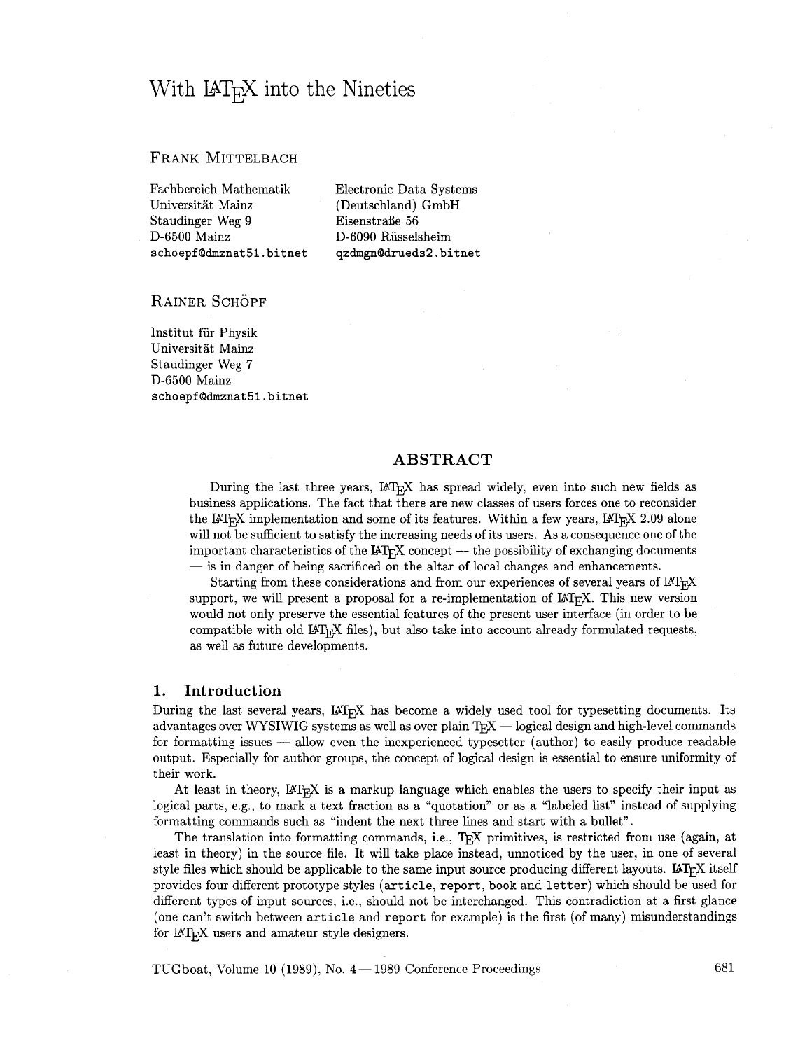# With LaTeX into the Nineties

FRANK MITTELBACH

Fachbereich Mathematik
Universität Mainz
Staudinger Weg 9
D-6500 Mainz
`schoepf@dmznat51.bitnet`

Electronic Data Systems
(Deutschland) GmbH
Eisenstraße 56
D-6090 Rüsselsheim
`qzdmgn@drueds2.bitnet`

RAINER SCHÖPF

Institut für Physik
Universität Mainz
Staudinger Weg 7
D-6500 Mainz
`schoepf@dmznat51.bitnet`

## ABSTRACT

During the last three years, LaTeX has spread widely, even into such new fields as business applications. The fact that there are new classes of users forces one to reconsider the LaTeX implementation and some of its features. Within a few years, LaTeX 2.09 alone will not be sufficient to satisfy the increasing needs of its users. As a consequence one of the important characteristics of the LaTeX concept — the possibility of exchanging documents — is in danger of being sacrificed on the altar of local changes and enhancements.

Starting from these considerations and from our experiences of several years of LaTeX support, we will present a proposal for a re-implementation of LaTeX. This new version would not only preserve the essential features of the present user interface (in order to be compatible with old LaTeX files), but also take into account already formulated requests, as well as future developments.

## 1. Introduction

During the last several years, LaTeX has become a widely used tool for typesetting documents. Its advantages over WYSIWIG systems as well as over plain TeX — logical design and high-level commands for formatting issues — allow even the inexperienced typesetter (author) to easily produce readable output. Especially for author groups, the concept of logical design is essential to ensure uniformity of their work.

At least in theory, LaTeX is a markup language which enables the users to specify their input as logical parts, e.g., to mark a text fraction as a "quotation" or as a "labeled list" instead of supplying formatting commands such as "indent the next three lines and start with a bullet".

The translation into formatting commands, i.e., TeX primitives, is restricted from use (again, at least in theory) in the source file. It will take place instead, unnoticed by the user, in one of several style files which should be applicable to the same input source producing different layouts. LaTeX itself provides four different prototype styles (`article`, `report`, `book` and `letter`) which should be used for different types of input sources, i.e., should not be interchanged. This contradiction at a first glance (one can't switch between `article` and `report` for example) is the first (of many) misunderstandings for LaTeX users and amateur style designers.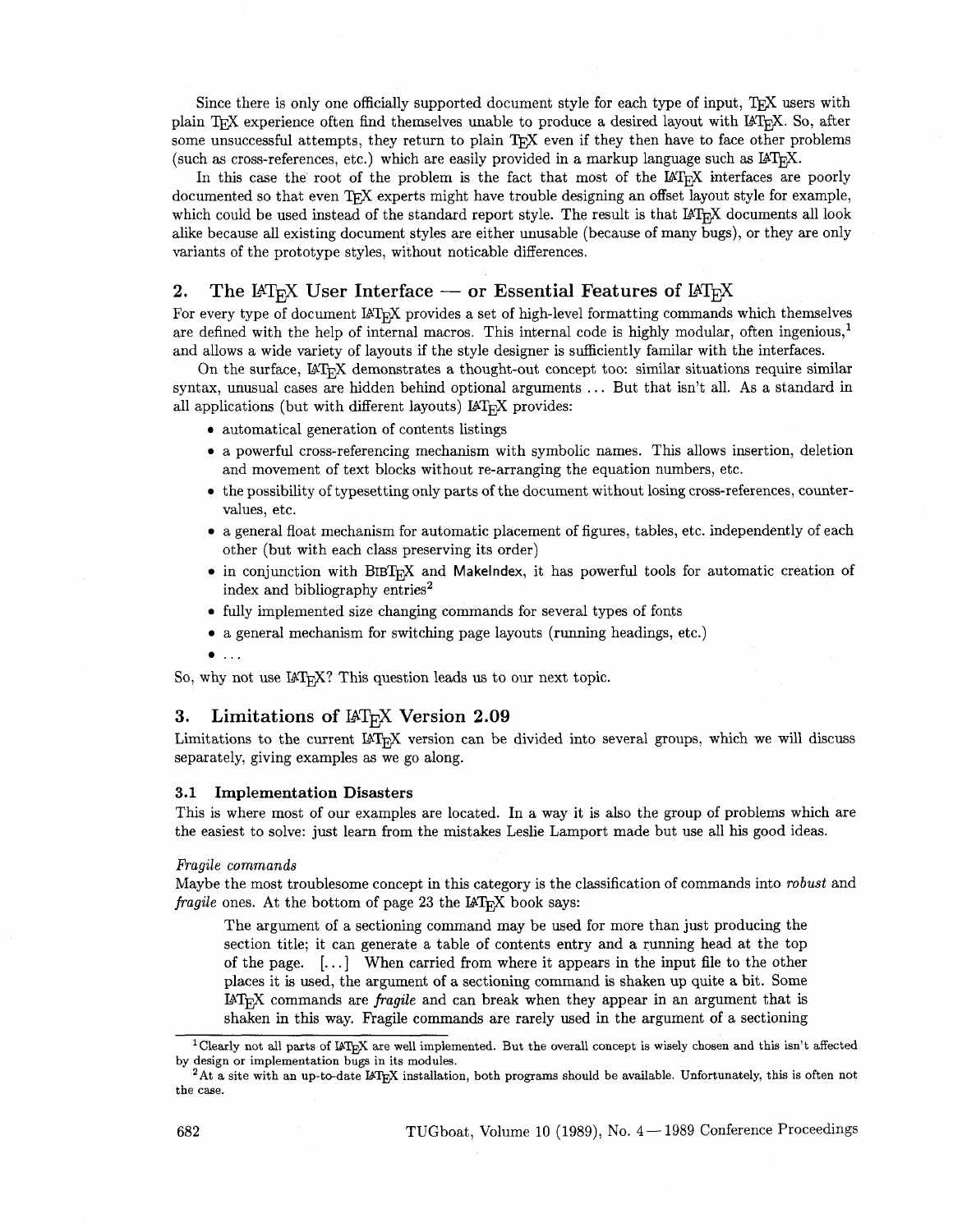Since there is only one officially supported document style for each type of input, TEX users with plain TEX experience often find themselves unable to produce a desired layout with LATEX. So, after some unsuccessful attempts, they return to plain TEX even if they then have to face other problems (such as cross-references, etc.) which are easily provided in a markup language such as LATEX.

In this case the root of the problem is the fact that most of the LATEX interfaces are poorly documented so that even TEX experts might have trouble designing an offset layout style for example, which could be used instead of the standard report style. The result is that LATEX documents all look alike because all existing document styles are either unusable (because of many bugs), or they are only variants of the prototype styles, without noticable differences.

## 2. The LATEX User Interface — or Essential Features of LATEX

For every type of document LATEX provides a set of high-level formatting commands which themselves are defined with the help of internal macros. This internal code is highly modular, often ingenious,[1] and allows a wide variety of layouts if the style designer is sufficiently familar with the interfaces.

On the surface, LATEX demonstrates a thought-out concept too: similar situations require similar syntax, unusual cases are hidden behind optional arguments ... But that isn't all. As a standard in all applications (but with different layouts) LATEX provides:

- automatical generation of contents listings
- a powerful cross-referencing mechanism with symbolic names. This allows insertion, deletion and movement of text blocks without re-arranging the equation numbers, etc.
- the possibility of typesetting only parts of the document without losing cross-references, counter-values, etc.
- a general float mechanism for automatic placement of figures, tables, etc. independently of each other (but with each class preserving its order)
- in conjunction with BIBTEX and MakeIndex, it has powerful tools for automatic creation of index and bibliography entries[2]
- fully implemented size changing commands for several types of fonts
- a general mechanism for switching page layouts (running headings, etc.)
- ...

So, why not use LATEX? This question leads us to our next topic.

## 3. Limitations of LATEX Version 2.09

Limitations to the current LATEX version can be divided into several groups, which we will discuss separately, giving examples as we go along.

### 3.1 Implementation Disasters

This is where most of our examples are located. In a way it is also the group of problems which are the easiest to solve: just learn from the mistakes Leslie Lamport made but use all his good ideas.

*Fragile commands*

Maybe the most troublesome concept in this category is the classification of commands into *robust* and *fragile* ones. At the bottom of page 23 the LATEX book says:

> The argument of a sectioning command may be used for more than just producing the section title; it can generate a table of contents entry and a running head at the top of the page. [...] When carried from where it appears in the input file to the other places it is used, the argument of a sectioning command is shaken up quite a bit. Some LATEX commands are *fragile* and can break when they appear in an argument that is shaken in this way. Fragile commands are rarely used in the argument of a sectioning

[1] Clearly not all parts of LATEX are well implemented. But the overall concept is wisely chosen and this isn't affected by design or implementation bugs in its modules.

[2] At a site with an up-to-date LATEX installation, both programs should be available. Unfortunately, this is often not the case.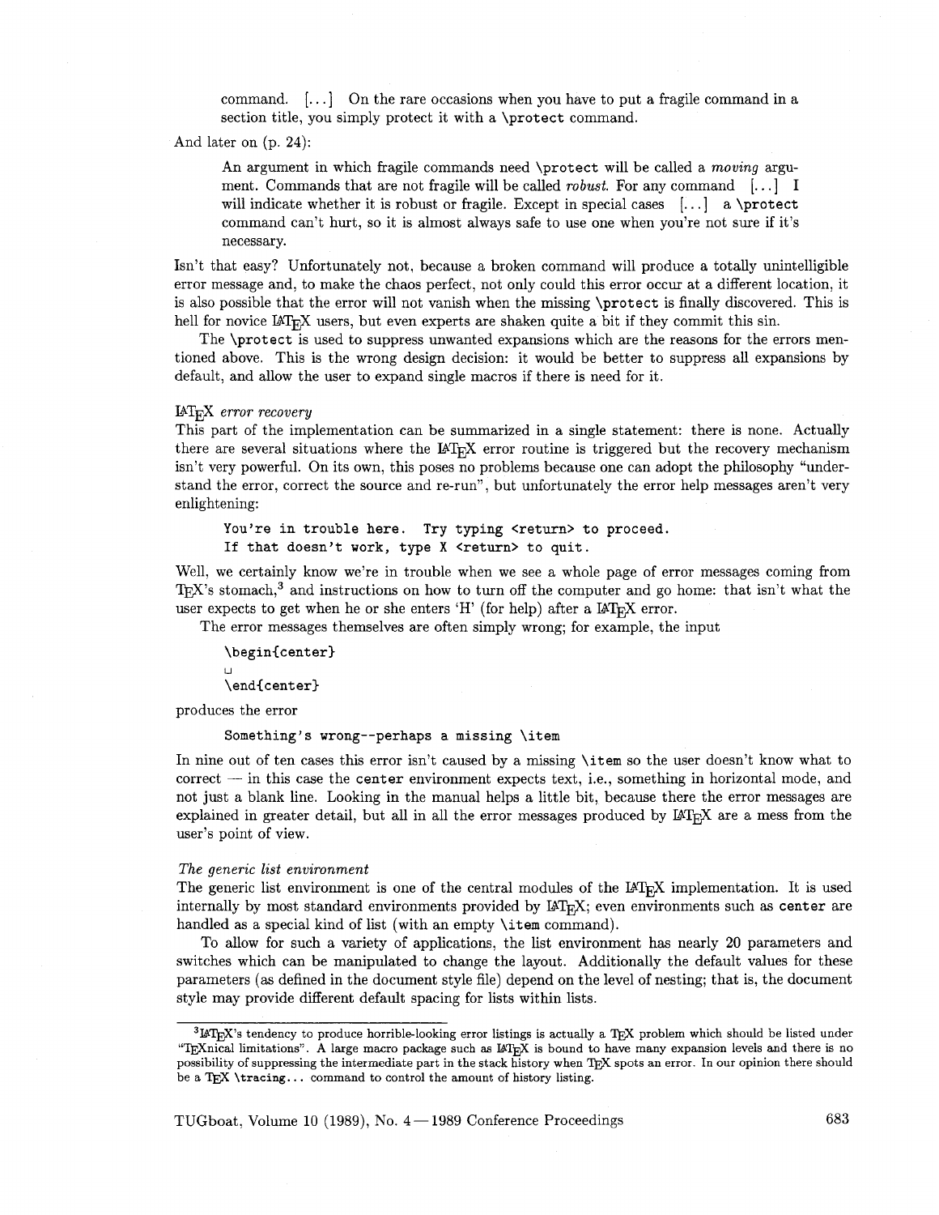> command. [...] On the rare occasions when you have to put a fragile command in a section title, you simply protect it with a `\protect` command.

And later on (p. 24):

> An argument in which fragile commands need `\protect` will be called a *moving* argument. Commands that are not fragile will be called *robust*. For any command [...] I will indicate whether it is robust or fragile. Except in special cases [...] a `\protect` command can't hurt, so it is almost always safe to use one when you're not sure if it's necessary.

Isn't that easy? Unfortunately not, because a broken command will produce a totally unintelligible error message and, to make the chaos perfect, not only could this error occur at a different location, it is also possible that the error will not vanish when the missing `\protect` is finally discovered. This is hell for novice LaTeX users, but even experts are shaken quite a bit if they commit this sin.

The `\protect` is used to suppress unwanted expansions which are the reasons for the errors mentioned above. This is the wrong design decision: it would be better to suppress all expansions by default, and allow the user to expand single macros if there is need for it.

*LaTeX error recovery*

This part of the implementation can be summarized in a single statement: there is none. Actually there are several situations where the LaTeX error routine is triggered but the recovery mechanism isn't very powerful. On its own, this poses no problems because one can adopt the philosophy "understand the error, correct the source and re-run", but unfortunately the error help messages aren't very enlightening:

```
You're in trouble here.  Try typing <return> to proceed.
If that doesn't work, type X <return> to quit.
```

Well, we certainly know we're in trouble when we see a whole page of error messages coming from TeX's stomach,[3] and instructions on how to turn off the computer and go home: that isn't what the user expects to get when he or she enters 'H' (for help) after a LaTeX error.

The error messages themselves are often simply wrong; for example, the input

```
\begin{center}
␣
\end{center}
```

produces the error

```
Something's wrong--perhaps a missing \item
```

In nine out of ten cases this error isn't caused by a missing `\item` so the user doesn't know what to correct — in this case the `center` environment expects text, i.e., something in horizontal mode, and not just a blank line. Looking in the manual helps a little bit, because there the error messages are explained in greater detail, but all in all the error messages produced by LaTeX are a mess from the user's point of view.

*The generic list environment*

The generic list environment is one of the central modules of the LaTeX implementation. It is used internally by most standard environments provided by LaTeX; even environments such as `center` are handled as a special kind of list (with an empty `\item` command).

To allow for such a variety of applications, the list environment has nearly 20 parameters and switches which can be manipulated to change the layout. Additionally the default values for these parameters (as defined in the document style file) depend on the level of nesting; that is, the document style may provide different default spacing for lists within lists.

---

[3] LaTeX's tendency to produce horrible-looking error listings is actually a TeX problem which should be listed under "TeXnical limitations". A large macro package such as LaTeX is bound to have many expansion levels and there is no possibility of suppressing the intermediate part in the stack history when TeX spots an error. In our opinion there should be a TeX `\tracing...` command to control the amount of history listing.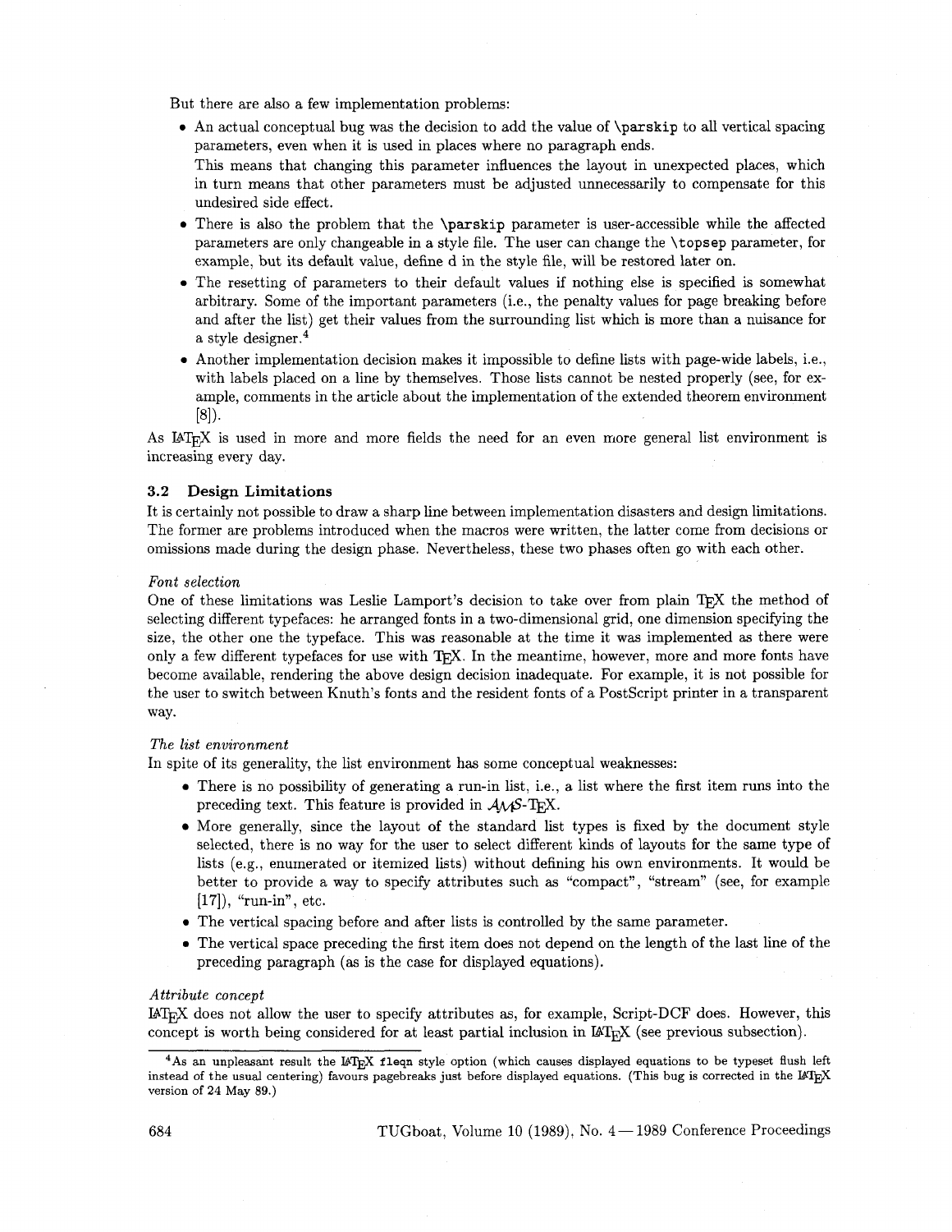But there are also a few implementation problems:

- An actual conceptual bug was the decision to add the value of `\parskip` to all vertical spacing parameters, even when it is used in places where no paragraph ends.
  This means that changing this parameter influences the layout in unexpected places, which in turn means that other parameters must be adjusted unnecessarily to compensate for this undesired side effect.
- There is also the problem that the `\parskip` parameter is user-accessible while the affected parameters are only changeable in a style file. The user can change the `\topsep` parameter, for example, but its default value, define d in the style file, will be restored later on.
- The resetting of parameters to their default values if nothing else is specified is somewhat arbitrary. Some of the important parameters (i.e., the penalty values for page breaking before and after the list) get their values from the surrounding list which is more than a nuisance for a style designer.[4]
- Another implementation decision makes it impossible to define lists with page-wide labels, i.e., with labels placed on a line by themselves. Those lists cannot be nested properly (see, for example, comments in the article about the implementation of the extended theorem environment [8]).

As LaTeX is used in more and more fields the need for an even more general list environment is increasing every day.

### 3.2 Design Limitations

It is certainly not possible to draw a sharp line between implementation disasters and design limitations. The former are problems introduced when the macros were written, the latter come from decisions or omissions made during the design phase. Nevertheless, these two phases often go with each other.

*Font selection*

One of these limitations was Leslie Lamport's decision to take over from plain TeX the method of selecting different typefaces: he arranged fonts in a two-dimensional grid, one dimension specifying the size, the other one the typeface. This was reasonable at the time it was implemented as there were only a few different typefaces for use with TeX. In the meantime, however, more and more fonts have become available, rendering the above design decision inadequate. For example, it is not possible for the user to switch between Knuth's fonts and the resident fonts of a PostScript printer in a transparent way.

*The list environment*

In spite of its generality, the list environment has some conceptual weaknesses:

- There is no possibility of generating a run-in list, i.e., a list where the first item runs into the preceding text. This feature is provided in AMS-TeX.
- More generally, since the layout of the standard list types is fixed by the document style selected, there is no way for the user to select different kinds of layouts for the same type of lists (e.g., enumerated or itemized lists) without defining his own environments. It would be better to provide a way to specify attributes such as "compact", "stream" (see, for example [17]), "run-in", etc.
- The vertical spacing before and after lists is controlled by the same parameter.
- The vertical space preceding the first item does not depend on the length of the last line of the preceding paragraph (as is the case for displayed equations).

*Attribute concept*

LaTeX does not allow the user to specify attributes as, for example, Script-DCF does. However, this concept is worth being considered for at least partial inclusion in LaTeX (see previous subsection).

---

[4] As an unpleasant result the LaTeX `fleqn` style option (which causes displayed equations to be typeset flush left instead of the usual centering) favours pagebreaks just before displayed equations. (This bug is corrected in the LaTeX version of 24 May 89.)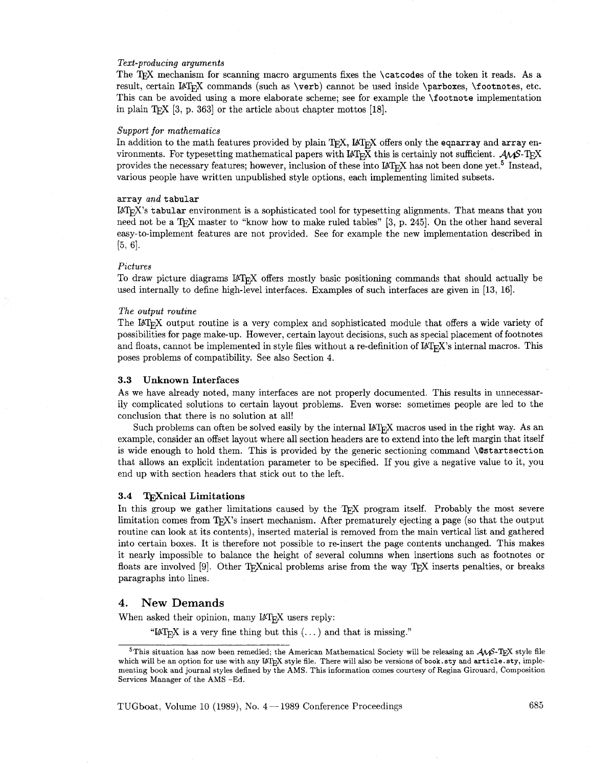*Text-producing arguments*

The TeX mechanism for scanning macro arguments fixes the `\catcodes` of the token it reads. As a result, certain LaTeX commands (such as `\verb`) cannot be used inside `\parboxes`, `\footnotes`, etc. This can be avoided using a more elaborate scheme; see for example the `\footnote` implementation in plain TeX [3, p. 363] or the article about chapter mottos [18].

*Support for mathematics*

In addition to the math features provided by plain TeX, LaTeX offers only the `eqnarray` and `array` environments. For typesetting mathematical papers with LaTeX this is certainly not sufficient. AMS-TeX provides the necessary features; however, inclusion of these into LaTeX has not been done yet.[5] Instead, various people have written unpublished style options, each implementing limited subsets.

`array` *and* `tabular`

LaTeX's `tabular` environment is a sophisticated tool for typesetting alignments. That means that you need not be a TeX master to "know how to make ruled tables" [3, p. 245]. On the other hand several easy-to-implement features are not provided. See for example the new implementation described in [5, 6].

*Pictures*

To draw picture diagrams LaTeX offers mostly basic positioning commands that should actually be used internally to define high-level interfaces. Examples of such interfaces are given in [13, 16].

*The output routine*

The LaTeX output routine is a very complex and sophisticated module that offers a wide variety of possibilities for page make-up. However, certain layout decisions, such as special placement of footnotes and floats, cannot be implemented in style files without a re-definition of LaTeX's internal macros. This poses problems of compatibility. See also Section 4.

### 3.3 Unknown Interfaces

As we have already noted, many interfaces are not properly documented. This results in unnecessarily complicated solutions to certain layout problems. Even worse: sometimes people are led to the conclusion that there is no solution at all!

Such problems can often be solved easily by the internal LaTeX macros used in the right way. As an example, consider an offset layout where all section headers are to extend into the left margin that itself is wide enough to hold them. This is provided by the generic sectioning command `\@startsection` that allows an explicit indentation parameter to be specified. If you give a negative value to it, you end up with section headers that stick out to the left.

### 3.4 TeXnical Limitations

In this group we gather limitations caused by the TeX program itself. Probably the most severe limitation comes from TeX's insert mechanism. After prematurely ejecting a page (so that the output routine can look at its contents), inserted material is removed from the main vertical list and gathered into certain boxes. It is therefore not possible to re-insert the page contents unchanged. This makes it nearly impossible to balance the height of several columns when insertions such as footnotes or floats are involved [9]. Other TeXnical problems arise from the way TeX inserts penalties, or breaks paragraphs into lines.

## 4. New Demands

When asked their opinion, many LaTeX users reply:

> "LaTeX is a very fine thing but this (...) and that is missing."

[5] This situation has now been remedied; the American Mathematical Society will be releasing an AMS-TeX style file which will be an option for use with any LaTeX style file. There will also be versions of `book.sty` and `article.sty`, implementing book and journal styles defined by the AMS. This information comes courtesy of Regina Girouard, Composition Services Manager of the AMS –Ed.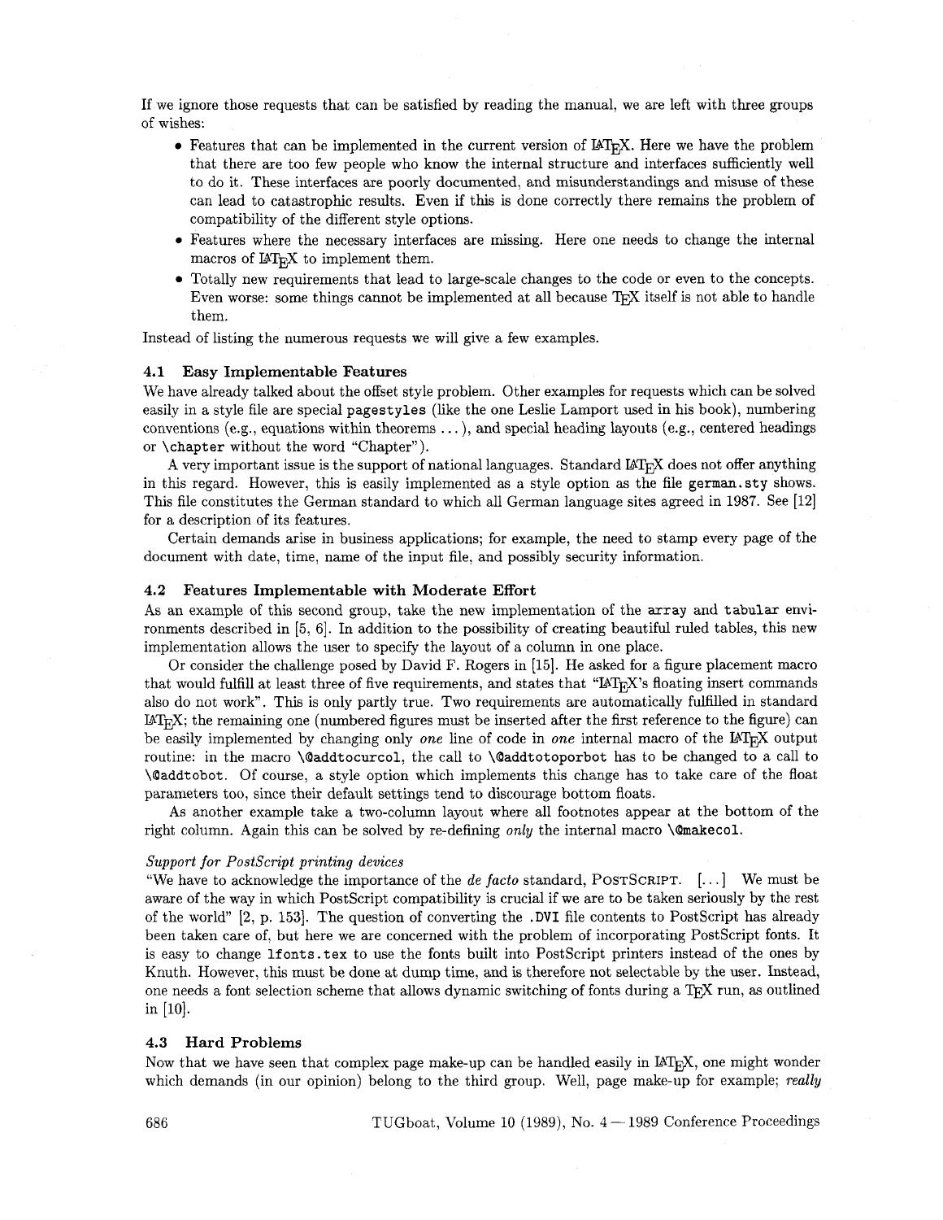If we ignore those requests that can be satisfied by reading the manual, we are left with three groups of wishes:

- Features that can be implemented in the current version of LaTeX. Here we have the problem that there are too few people who know the internal structure and interfaces sufficiently well to do it. These interfaces are poorly documented, and misunderstandings and misuse of these can lead to catastrophic results. Even if this is done correctly there remains the problem of compatibility of the different style options.
- Features where the necessary interfaces are missing. Here one needs to change the internal macros of LaTeX to implement them.
- Totally new requirements that lead to large-scale changes to the code or even to the concepts. Even worse: some things cannot be implemented at all because TeX itself is not able to handle them.

Instead of listing the numerous requests we will give a few examples.

### 4.1 Easy Implementable Features

We have already talked about the offset style problem. Other examples for requests which can be solved easily in a style file are special `pagestyles` (like the one Leslie Lamport used in his book), numbering conventions (e.g., equations within theorems ...), and special heading layouts (e.g., centered headings or `\chapter` without the word "Chapter").

A very important issue is the support of national languages. Standard LaTeX does not offer anything in this regard. However, this is easily implemented as a style option as the file `german.sty` shows. This file constitutes the German standard to which all German language sites agreed in 1987. See [12] for a description of its features.

Certain demands arise in business applications; for example, the need to stamp every page of the document with date, time, name of the input file, and possibly security information.

### 4.2 Features Implementable with Moderate Effort

As an example of this second group, take the new implementation of the `array` and `tabular` environments described in [5, 6]. In addition to the possibility of creating beautiful ruled tables, this new implementation allows the user to specify the layout of a column in one place.

Or consider the challenge posed by David F. Rogers in [15]. He asked for a figure placement macro that would fulfill at least three of five requirements, and states that "LaTeX's floating insert commands also do not work". This is only partly true. Two requirements are automatically fulfilled in standard LaTeX; the remaining one (numbered figures must be inserted after the first reference to the figure) can be easily implemented by changing only *one* line of code in *one* internal macro of the LaTeX output routine: in the macro `\@addtocurcol`, the call to `\@addtotoporbot` has to be changed to a call to `\@addtobot`. Of course, a style option which implements this change has to take care of the float parameters too, since their default settings tend to discourage bottom floats.

As another example take a two-column layout where all footnotes appear at the bottom of the right column. Again this can be solved by re-defining *only* the internal macro `\@makecol`.

*Support for PostScript printing devices*

"We have to acknowledge the importance of the *de facto* standard, PostScript. [...] We must be aware of the way in which PostScript compatibility is crucial if we are to be taken seriously by the rest of the world" [2, p. 153]. The question of converting the `.DVI` file contents to PostScript has already been taken care of, but here we are concerned with the problem of incorporating PostScript fonts. It is easy to change `lfonts.tex` to use the fonts built into PostScript printers instead of the ones by Knuth. However, this must be done at dump time, and is therefore not selectable by the user. Instead, one needs a font selection scheme that allows dynamic switching of fonts during a TeX run, as outlined in [10].

### 4.3 Hard Problems

Now that we have seen that complex page make-up can be handled easily in LaTeX, one might wonder which demands (in our opinion) belong to the third group. Well, page make-up for example; *really*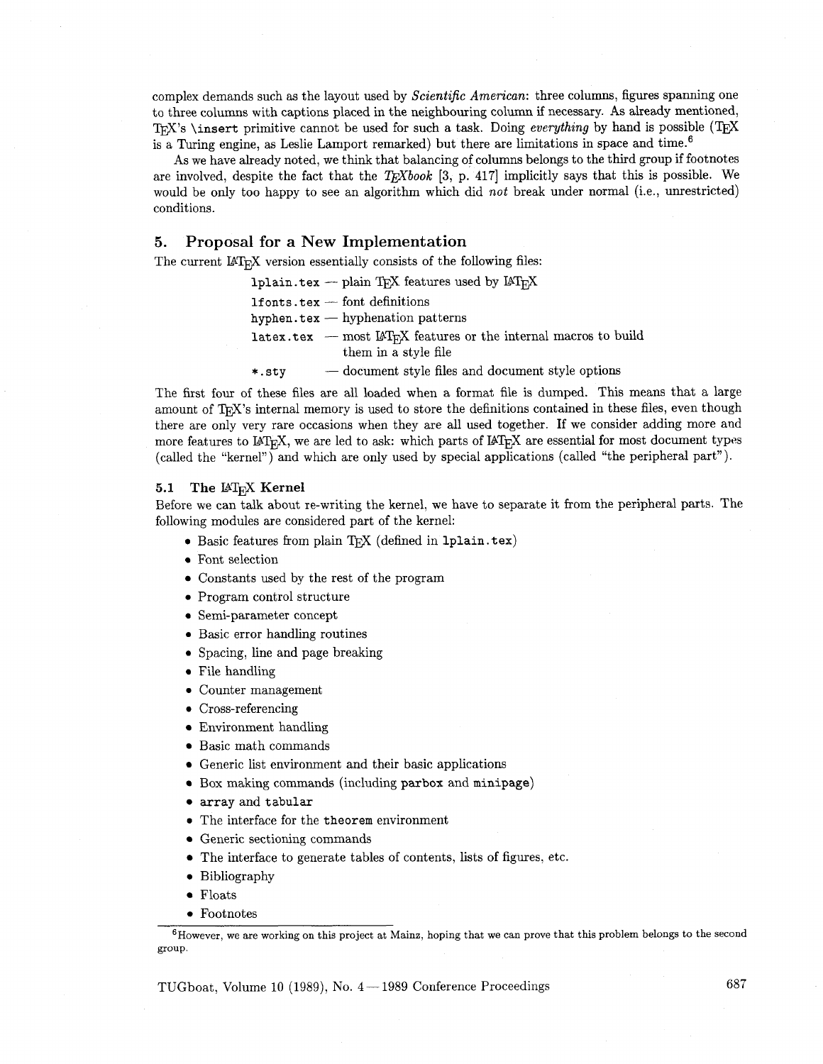complex demands such as the layout used by *Scientific American*: three columns, figures spanning one to three columns with captions placed in the neighbouring column if necessary. As already mentioned, TeX's `\insert` primitive cannot be used for such a task. Doing *everything* by hand is possible (TeX is a Turing engine, as Leslie Lamport remarked) but there are limitations in space and time.[6]

As we have already noted, we think that balancing of columns belongs to the third group if footnotes are involved, despite the fact that the *TeXbook* [3, p. 417] implicitly says that this is possible. We would be only too happy to see an algorithm which did *not* break under normal (i.e., unrestricted) conditions.

## 5. Proposal for a New Implementation

The current LaTeX version essentially consists of the following files:

- `lplain.tex` — plain TeX features used by LaTeX
- `lfonts.tex` — font definitions
- `hyphen.tex` — hyphenation patterns
- `latex.tex` — most LaTeX features or the internal macros to build them in a style file
- `*.sty` — document style files and document style options

The first four of these files are all loaded when a format file is dumped. This means that a large amount of TeX's internal memory is used to store the definitions contained in these files, even though there are only very rare occasions when they are all used together. If we consider adding more and more features to LaTeX, we are led to ask: which parts of LaTeX are essential for most document types (called the "kernel") and which are only used by special applications (called "the peripheral part").

### 5.1 The LaTeX Kernel

Before we can talk about re-writing the kernel, we have to separate it from the peripheral parts. The following modules are considered part of the kernel:

- Basic features from plain TeX (defined in `lplain.tex`)
- Font selection
- Constants used by the rest of the program
- Program control structure
- Semi-parameter concept
- Basic error handling routines
- Spacing, line and page breaking
- File handling
- Counter management
- Cross-referencing
- Environment handling
- Basic math commands
- Generic list environment and their basic applications
- Box making commands (including `parbox` and `minipage`)
- `array` and `tabular`
- The interface for the `theorem` environment
- Generic sectioning commands
- The interface to generate tables of contents, lists of figures, etc.
- Bibliography
- Floats
- Footnotes

---

[6] However, we are working on this project at Mainz, hoping that we can prove that this problem belongs to the second group.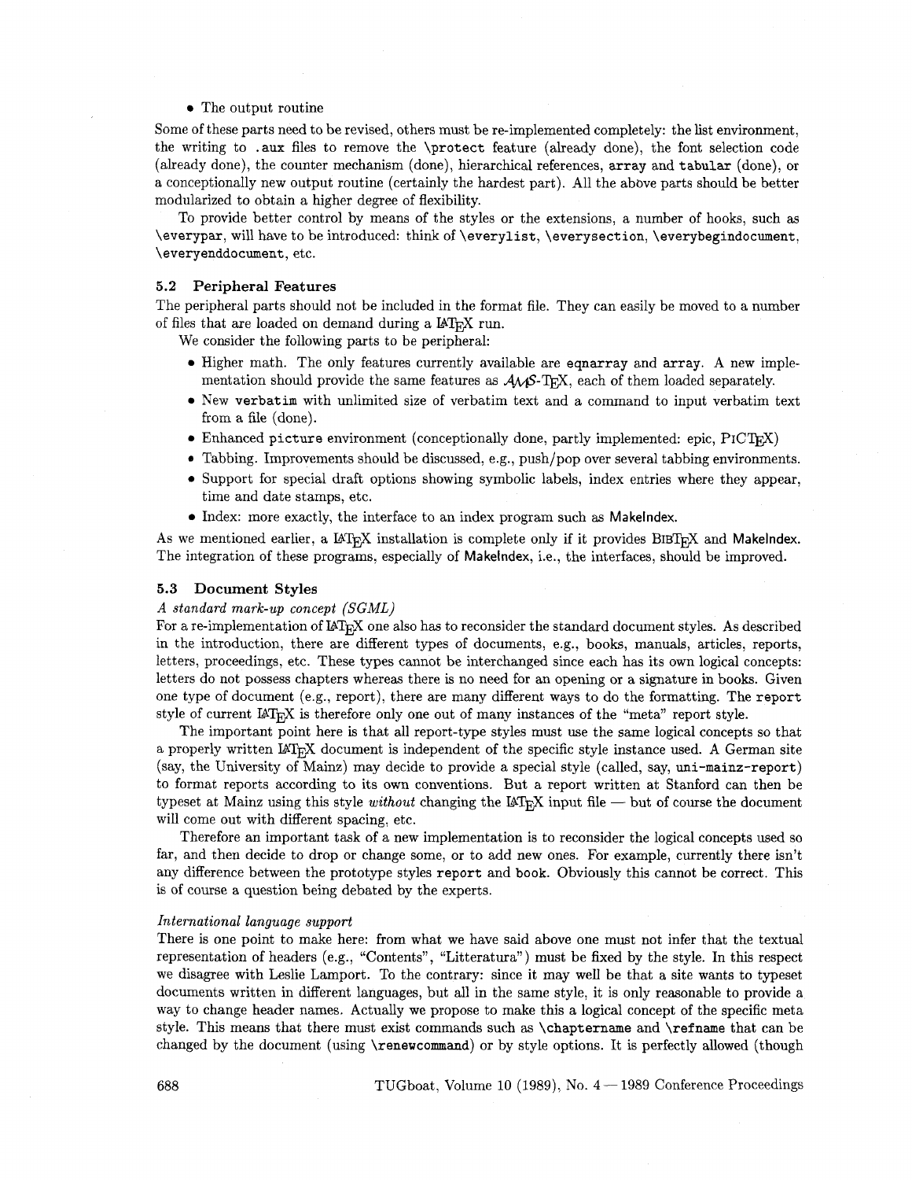- The output routine

Some of these parts need to be revised, others must be re-implemented completely: the list environment, the writing to `.aux` files to remove the `\protect` feature (already done), the font selection code (already done), the counter mechanism (done), hierarchical references, `array` and `tabular` (done), or a conceptionally new output routine (certainly the hardest part). All the above parts should be better modularized to obtain a higher degree of flexibility.

To provide better control by means of the styles or the extensions, a number of hooks, such as `\everypar`, will have to be introduced: think of `\everylist`, `\everysection`, `\everybegindocument`, `\everyenddocument`, etc.

### 5.2 Peripheral Features

The peripheral parts should not be included in the format file. They can easily be moved to a number of files that are loaded on demand during a LaTeX run.

We consider the following parts to be peripheral:

- Higher math. The only features currently available are `eqnarray` and `array`. A new implementation should provide the same features as AMS-TeX, each of them loaded separately.
- New `verbatim` with unlimited size of verbatim text and a command to input verbatim text from a file (done).
- Enhanced `picture` environment (conceptionally done, partly implemented: epic, PICTeX)
- Tabbing. Improvements should be discussed, e.g., push/pop over several tabbing environments.
- Support for special draft options showing symbolic labels, index entries where they appear, time and date stamps, etc.
- Index: more exactly, the interface to an index program such as MakeIndex.

As we mentioned earlier, a LaTeX installation is complete only if it provides BibTeX and MakeIndex. The integration of these programs, especially of MakeIndex, i.e., the interfaces, should be improved.

### 5.3 Document Styles

*A standard mark-up concept (SGML)*

For a re-implementation of LaTeX one also has to reconsider the standard document styles. As described in the introduction, there are different types of documents, e.g., books, manuals, articles, reports, letters, proceedings, etc. These types cannot be interchanged since each has its own logical concepts: letters do not possess chapters whereas there is no need for an opening or a signature in books. Given one type of document (e.g., report), there are many different ways to do the formatting. The `report` style of current LaTeX is therefore only one out of many instances of the "meta" report style.

The important point here is that all report-type styles must use the same logical concepts so that a properly written LaTeX document is independent of the specific style instance used. A German site (say, the University of Mainz) may decide to provide a special style (called, say, `uni-mainz-report`) to format reports according to its own conventions. But a report written at Stanford can then be typeset at Mainz using this style *without* changing the LaTeX input file — but of course the document will come out with different spacing, etc.

Therefore an important task of a new implementation is to reconsider the logical concepts used so far, and then decide to drop or change some, or to add new ones. For example, currently there isn't any difference between the prototype styles `report` and `book`. Obviously this cannot be correct. This is of course a question being debated by the experts.

*International language support*

There is one point to make here: from what we have said above one must not infer that the textual representation of headers (e.g., "Contents", "Litteratura") must be fixed by the style. In this respect we disagree with Leslie Lamport. To the contrary: since it may well be that a site wants to typeset documents written in different languages, but all in the same style, it is only reasonable to provide a way to change header names. Actually we propose to make this a logical concept of the specific meta style. This means that there must exist commands such as `\chaptername` and `\refname` that can be changed by the document (using `\renewcommand`) or by style options. It is perfectly allowed (though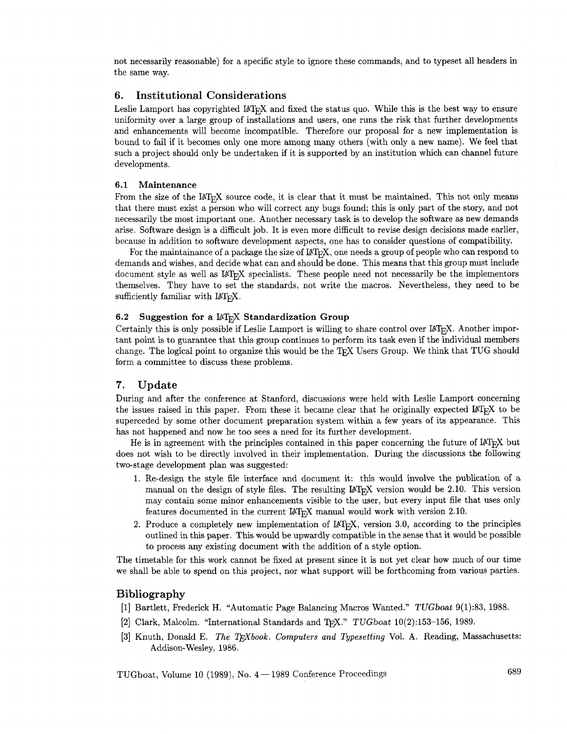not necessarily reasonable) for a specific style to ignore these commands, and to typeset all headers in the same way.

## 6. Institutional Considerations

Leslie Lamport has copyrighted LaTeX and fixed the status quo. While this is the best way to ensure uniformity over a large group of installations and users, one runs the risk that further developments and enhancements will become incompatible. Therefore our proposal for a new implementation is bound to fail if it becomes only one more among many others (with only a new name). We feel that such a project should only be undertaken if it is supported by an institution which can channel future developments.

### 6.1 Maintenance

From the size of the LaTeX source code, it is clear that it must be maintained. This not only means that there must exist a person who will correct any bugs found; this is only part of the story, and not necessarily the most important one. Another necessary task is to develop the software as new demands arise. Software design is a difficult job. It is even more difficult to revise design decisions made earlier, because in addition to software development aspects, one has to consider questions of compatibility.

For the maintainance of a package the size of LaTeX, one needs a group of people who can respond to demands and wishes, and decide what can and should be done. This means that this group must include document style as well as LaTeX specialists. These people need not necessarily be the implementors themselves. They have to set the standards, not write the macros. Nevertheless, they need to be sufficiently familiar with LaTeX.

### 6.2 Suggestion for a LaTeX Standardization Group

Certainly this is only possible if Leslie Lamport is willing to share control over LaTeX. Another important point is to guarantee that this group continues to perform its task even if the individual members change. The logical point to organize this would be the TeX Users Group. We think that TUG should form a committee to discuss these problems.

## 7. Update

During and after the conference at Stanford, discussions were held with Leslie Lamport concerning the issues raised in this paper. From these it became clear that he originally expected LaTeX to be superceded by some other document preparation system within a few years of its appearance. This has not happened and now he too sees a need for its further development.

He is in agreement with the principles contained in this paper concerning the future of LaTeX but does not wish to be directly involved in their implementation. During the discussions the following two-stage development plan was suggested:

1. Re-design the style file interface and document it: this would involve the publication of a manual on the design of style files. The resulting LaTeX version would be 2.10. This version may contain some minor enhancements visible to the user, but every input file that uses only features documented in the current LaTeX manual would work with version 2.10.
2. Produce a completely new implementation of LaTeX, version 3.0, according to the principles outlined in this paper. This would be upwardly compatible in the sense that it would be possible to process any existing document with the addition of a style option.

The timetable for this work cannot be fixed at present since it is not yet clear how much of our time we shall be able to spend on this project, nor what support will be forthcoming from various parties.

## Bibliography

[1] Bartlett, Frederick H. "Automatic Page Balancing Macros Wanted." *TUGboat* 9(1):83, 1988.

[2] Clark, Malcolm. "International Standards and TeX." *TUGboat* 10(2):153–156, 1989.

[3] Knuth, Donald E. *The TeXbook. Computers and Typesetting* Vol. A. Reading, Massachusetts: Addison-Wesley, 1986.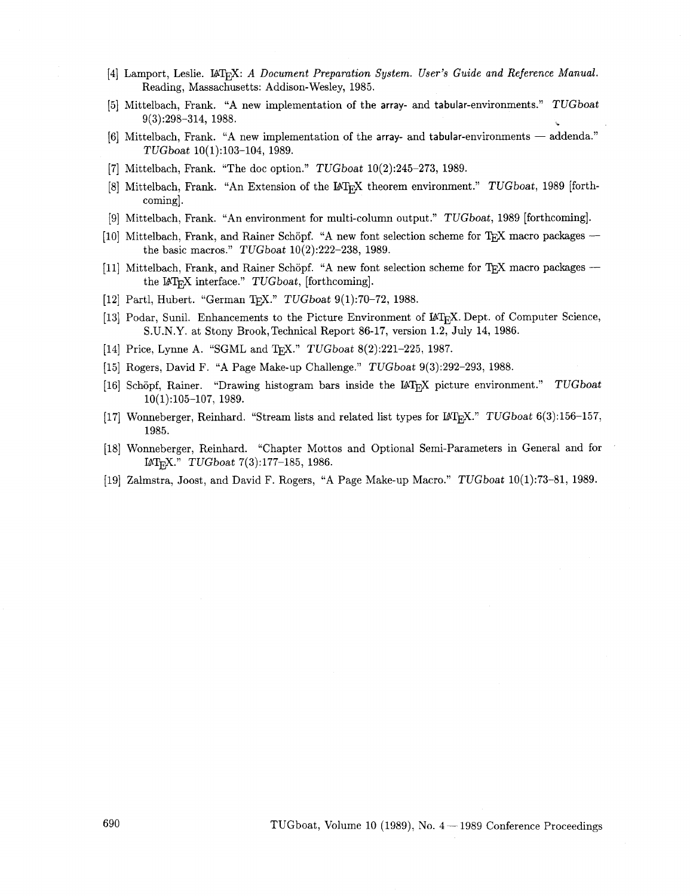[4] Lamport, Leslie. LaTeX: *A Document Preparation System. User's Guide and Reference Manual.* Reading, Massachusetts: Addison-Wesley, 1985.

[5] Mittelbach, Frank. "A new implementation of the array- and tabular-environments." *TUGboat* 9(3):298–314, 1988.

[6] Mittelbach, Frank. "A new implementation of the array- and tabular-environments — addenda." *TUGboat* 10(1):103–104, 1989.

[7] Mittelbach, Frank. "The doc option." *TUGboat* 10(2):245–273, 1989.

[8] Mittelbach, Frank. "An Extension of the LaTeX theorem environment." *TUGboat*, 1989 [forthcoming].

[9] Mittelbach, Frank. "An environment for multi-column output." *TUGboat*, 1989 [forthcoming].

[10] Mittelbach, Frank, and Rainer Schöpf. "A new font selection scheme for TeX macro packages — the basic macros." *TUGboat* 10(2):222–238, 1989.

[11] Mittelbach, Frank, and Rainer Schöpf. "A new font selection scheme for TeX macro packages — the LaTeX interface." *TUGboat*, [forthcoming].

[12] Partl, Hubert. "German TeX." *TUGboat* 9(1):70–72, 1988.

[13] Podar, Sunil. Enhancements to the Picture Environment of LaTeX. Dept. of Computer Science, S.U.N.Y. at Stony Brook, Technical Report 86-17, version 1.2, July 14, 1986.

[14] Price, Lynne A. "SGML and TeX." *TUGboat* 8(2):221–225, 1987.

[15] Rogers, David F. "A Page Make-up Challenge." *TUGboat* 9(3):292–293, 1988.

[16] Schöpf, Rainer. "Drawing histogram bars inside the LaTeX picture environment." *TUGboat* 10(1):105–107, 1989.

[17] Wonneberger, Reinhard. "Stream lists and related list types for LaTeX." *TUGboat* 6(3):156–157, 1985.

[18] Wonneberger, Reinhard. "Chapter Mottos and Optional Semi-Parameters in General and for LaTeX." *TUGboat* 7(3):177–185, 1986.

[19] Zalmstra, Joost, and David F. Rogers, "A Page Make-up Macro." *TUGboat* 10(1):73–81, 1989.